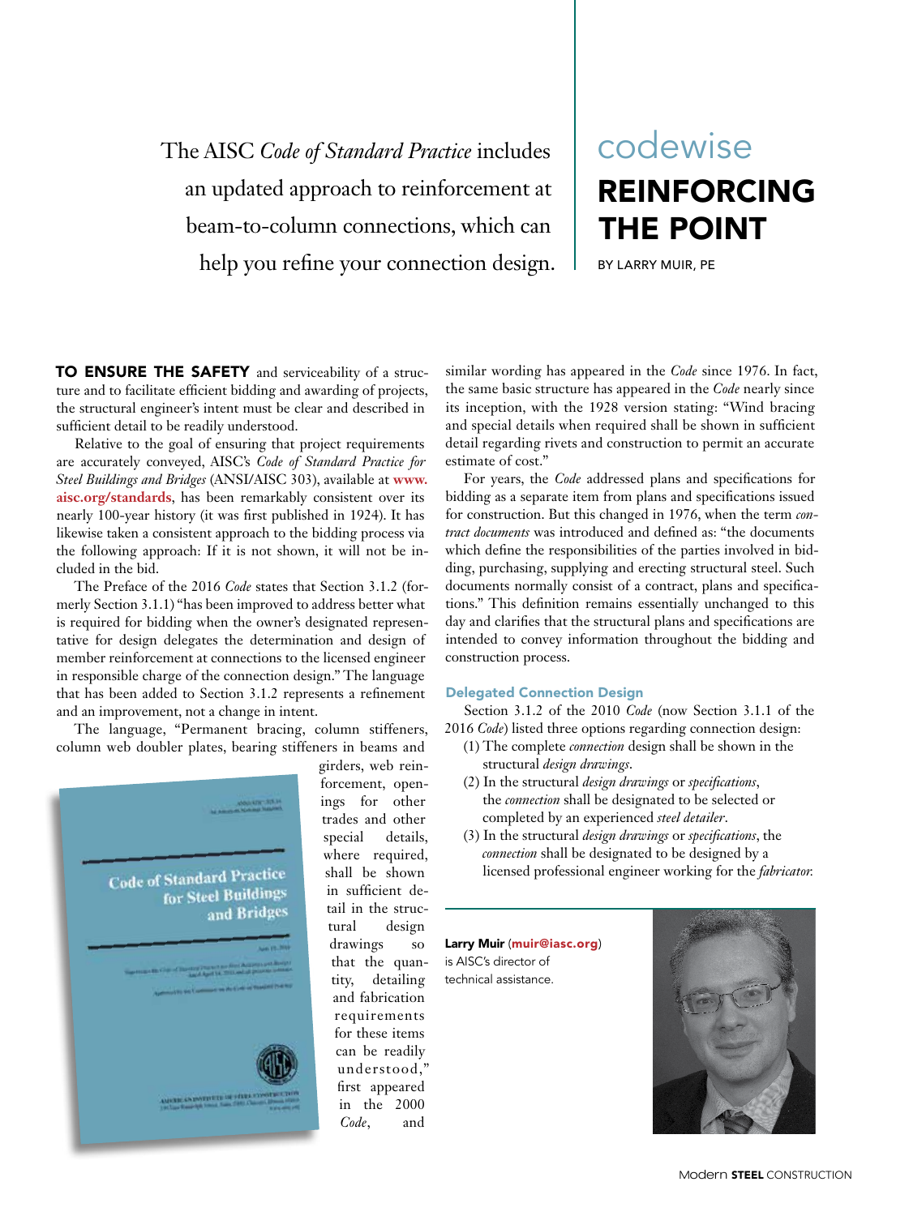The AISC *Code of Standard Practice* includes an updated approach to reinforcement at beam-to-column connections, which can help you refine your connection design.

codewise

# REINFORCING THE POINT

BY LARRY MUIR, PE

**TO ENSURE THE SAFETY** and serviceability of a structure and to facilitate efficient bidding and awarding of projects, the structural engineer's intent must be clear and described in sufficient detail to be readily understood.

Relative to the goal of ensuring that project requirements are accurately conveyed, AISC's *Code of Standard Practice for Steel Buildings and Bridges* (ANSI/AISC 303), available at **www.aisc.org/standards**, has been remarkably consistent over its nearly 100-year history (it was first published in 1924). It has likewise taken a consistent approach to the bidding process via the following approach: If it is not shown, it will not be included in the bid.

The Preface of the 2016 *Code* states that Section 3.1.2 (formerly Section 3.1.1) "has been improved to address better what is required for bidding when the owner's designated representative for design delegates the determination and design of member reinforcement at connections to the licensed engineer in responsible charge of the connection design." The language that has been added to Section 3.1.2 represents a refinement and an improvement, not a change in intent.

The language, "Permanent bracing, column stiffeners, column web doubler plates, bearing stiffeners in beams and girders, web reinforcement, openings for other trades and other special details, where required, shall be shown in sufficient detail in the structural design drawings so that the quantity, detailing and fabrication requirements for these items can be readily understood," first appeared in the 2000 *Code*, and similar wording has appeared in the *Code* since 1976. In fact, the same basic structure has appeared in the *Code* nearly since its inception, with the 1928 version stating: "Wind bracing and special details when required shall be shown in sufficient detail regarding rivets and construction to permit an accurate estimate of cost."

For years, the *Code* addressed plans and specifications for bidding as a separate item from plans and specifications issued for construction. But this changed in 1976, when the term *contract documents* was introduced and defined as: "the documents which define the responsibilities of the parties involved in bidding, purchasing, supplying and erecting structural steel. Such documents normally consist of a contract, plans and specifications." This definition remains essentially unchanged to this day and clarifies that the structural plans and specifications are intended to convey information throughout the bidding and construction process.

### Delegated Connection Design

Section 3.1.2 of the 2010 *Code* (now Section 3.1.1 of the 2016 *Code*) listed three options regarding connection design:

(1) The complete *connection* design shall be shown in the structural *design drawings*.

(2) In the structural *design drawings* or *specifications*, the *connection* shall be designated to be selected or completed by an experienced *steel detailer*.

(3) In the structural *design drawings* or *specifications*, the *connection* shall be designated to be designed by a licensed professional engineer working for the *fabricator*.

**Larry Muir** (**muir@iasc.org**) is AISC's director of technical assistance.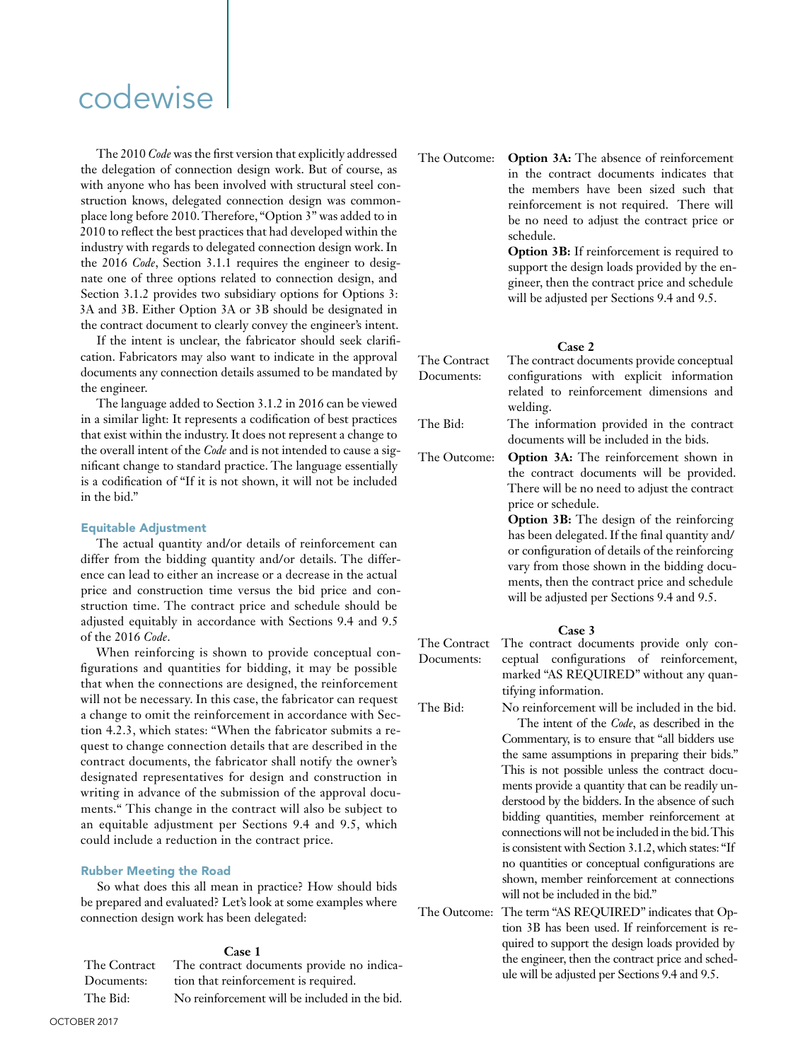The 2010 *Code* was the first version that explicitly addressed the delegation of connection design work. But of course, as with anyone who has been involved with structural steel construction knows, delegated connection design was commonplace long before 2010. Therefore, "Option 3" was added to in 2010 to reflect the best practices that had developed within the industry with regards to delegated connection design work. In the 2016 *Code*, Section 3.1.1 requires the engineer to designate one of three options related to connection design, and Section 3.1.2 provides two subsidiary options for Options 3: 3A and 3B. Either Option 3A or 3B should be designated in the contract document to clearly convey the engineer's intent.

If the intent is unclear, the fabricator should seek clarification. Fabricators may also want to indicate in the approval documents any connection details assumed to be mandated by the engineer.

The language added to Section 3.1.2 in 2016 can be viewed in a similar light: It represents a codification of best practices that exist within the industry. It does not represent a change to the overall intent of the *Code* and is not intended to cause a significant change to standard practice. The language essentially is a codification of "If it is not shown, it will not be included in the bid."

### Equitable Adjustment

The actual quantity and/or details of reinforcement can differ from the bidding quantity and/or details. The difference can lead to either an increase or a decrease in the actual price and construction time versus the bid price and construction time. The contract price and schedule should be adjusted equitably in accordance with Sections 9.4 and 9.5 of the 2016 *Code*.

When reinforcing is shown to provide conceptual configurations and quantities for bidding, it may be possible that when the connections are designed, the reinforcement will not be necessary. In this case, the fabricator can request a change to omit the reinforcement in accordance with Section 4.2.3, which states: "When the fabricator submits a request to change connection details that are described in the contract documents, the fabricator shall notify the owner's designated representatives for design and construction in writing in advance of the submission of the approval documents." This change in the contract will also be subject to an equitable adjustment per Sections 9.4 and 9.5, which could include a reduction in the contract price.

### Rubber Meeting the Road

So what does this all mean in practice? How should bids be prepared and evaluated? Let's look at some examples where connection design work has been delegated:

**Case 1**

The Contract Documents: The contract documents provide no indication that reinforcement is required.

The Bid: No reinforcement will be included in the bid.

The Outcome: **Option 3A:** The absence of reinforcement in the contract documents indicates that the members have been sized such that reinforcement is not required. There will be no need to adjust the contract price or schedule.

**Option 3B:** If reinforcement is required to support the design loads provided by the engineer, then the contract price and schedule will be adjusted per Sections 9.4 and 9.5.

**Case 2**

The Contract Documents: The contract documents provide conceptual configurations with explicit information related to reinforcement dimensions and welding.

The Bid: The information provided in the contract documents will be included in the bids.

The Outcome: **Option 3A:** The reinforcement shown in the contract documents will be provided. There will be no need to adjust the contract price or schedule.

**Option 3B:** The design of the reinforcing has been delegated. If the final quantity and/or configuration of details of the reinforcing vary from those shown in the bidding documents, then the contract price and schedule will be adjusted per Sections 9.4 and 9.5.

**Case 3**

The Contract Documents: The contract documents provide only conceptual configurations of reinforcement, marked "AS REQUIRED" without any quantifying information.

The Bid: No reinforcement will be included in the bid.

The intent of the *Code*, as described in the Commentary, is to ensure that "all bidders use the same assumptions in preparing their bids." This is not possible unless the contract documents provide a quantity that can be readily understood by the bidders. In the absence of such bidding quantities, member reinforcement at connections will not be included in the bid. This is consistent with Section 3.1.2, which states: "If no quantities or conceptual configurations are shown, member reinforcement at connections will not be included in the bid."

The Outcome: The term "AS REQUIRED" indicates that Option 3B has been used. If reinforcement is required to support the design loads provided by the engineer, then the contract price and schedule will be adjusted per Sections 9.4 and 9.5.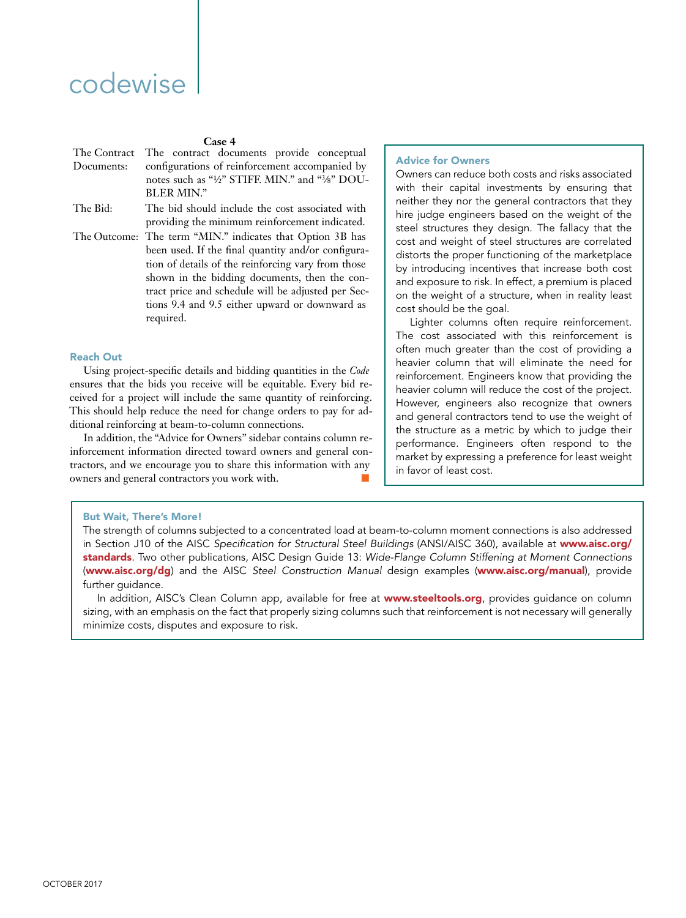**Case 4**

| | |
|---|---|
| The Contract Documents: | The contract documents provide conceptual configurations of reinforcement accompanied by notes such as "½" STIFF. MIN." and "⅜" DOUBLER MIN." |
| The Bid: | The bid should include the cost associated with providing the minimum reinforcement indicated. |
| The Outcome: | The term "MIN." indicates that Option 3B has been used. If the final quantity and/or configuration of details of the reinforcing vary from those shown in the bidding documents, then the contract price and schedule will be adjusted per Sections 9.4 and 9.5 either upward or downward as required. |

### Reach Out

Using project-specific details and bidding quantities in the *Code* ensures that the bids you receive will be equitable. Every bid received for a project will include the same quantity of reinforcing. This should help reduce the need for change orders to pay for additional reinforcing at beam-to-column connections.

In addition, the "Advice for Owners" sidebar contains column reinforcement information directed toward owners and general contractors, and we encourage you to share this information with any owners and general contractors you work with.

### Advice for Owners

Owners can reduce both costs and risks associated with their capital investments by ensuring that neither they nor the general contractors that they hire judge engineers based on the weight of the steel structures they design. The fallacy that the cost and weight of steel structures are correlated distorts the proper functioning of the marketplace by introducing incentives that increase both cost and exposure to risk. In effect, a premium is placed on the weight of a structure, when in reality least cost should be the goal.

Lighter columns often require reinforcement. The cost associated with this reinforcement is often much greater than the cost of providing a heavier column that will eliminate the need for reinforcement. Engineers know that providing the heavier column will reduce the cost of the project. However, engineers also recognize that owners and general contractors tend to use the weight of the structure as a metric by which to judge their performance. Engineers often respond to the market by expressing a preference for least weight in favor of least cost.

### But Wait, There's More!

The strength of columns subjected to a concentrated load at beam-to-column moment connections is also addressed in Section J10 of the AISC *Specification for Structural Steel Buildings* (ANSI/AISC 360), available at **www.aisc.org/standards**. Two other publications, AISC Design Guide 13: *Wide-Flange Column Stiffening at Moment Connections* (**www.aisc.org/dg**) and the AISC *Steel Construction Manual* design examples (**www.aisc.org/manual**), provide further guidance.

In addition, AISC's Clean Column app, available for free at **www.steeltools.org**, provides guidance on column sizing, with an emphasis on the fact that properly sizing columns such that reinforcement is not necessary will generally minimize costs, disputes and exposure to risk.